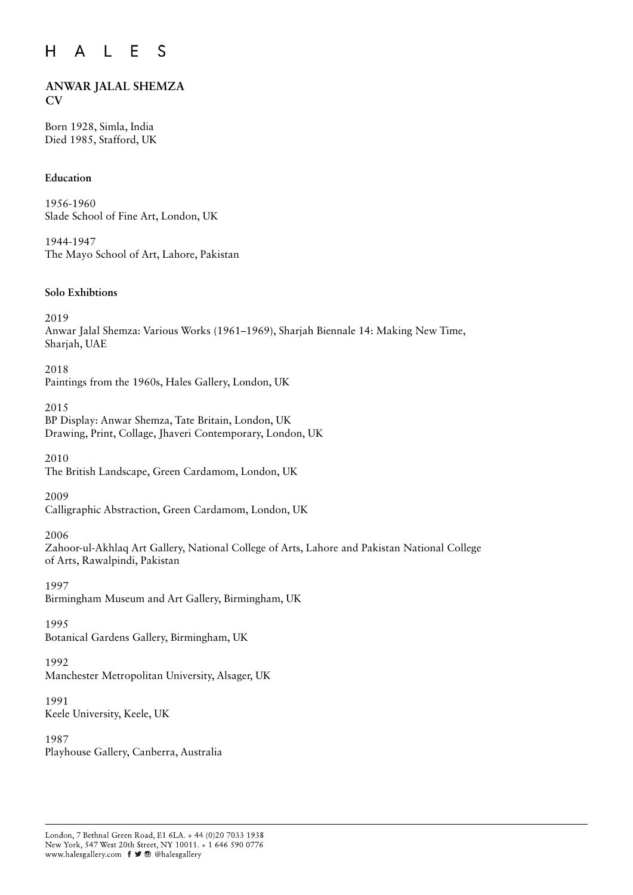# H A L E S

## ANWAR JALAL SHEMZA
## CV

Born 1928, Simla, India
Died 1985, Stafford, UK

### Education

1956-1960
Slade School of Fine Art, London, UK

1944-1947
The Mayo School of Art, Lahore, Pakistan

### Solo Exhibtions

2019
Anwar Jalal Shemza: Various Works (1961–1969), Sharjah Biennale 14: Making New Time, Sharjah, UAE

2018
Paintings from the 1960s, Hales Gallery, London, UK

2015
BP Display: Anwar Shemza, Tate Britain, London, UK
Drawing, Print, Collage, Jhaveri Contemporary, London, UK

2010
The British Landscape, Green Cardamom, London, UK

2009
Calligraphic Abstraction, Green Cardamom, London, UK

2006
Zahoor-ul-Akhlaq Art Gallery, National College of Arts, Lahore and Pakistan National College of Arts, Rawalpindi, Pakistan

1997
Birmingham Museum and Art Gallery, Birmingham, UK

1995
Botanical Gardens Gallery, Birmingham, UK

1992
Manchester Metropolitan University, Alsager, UK

1991
Keele University, Keele, UK

1987
Playhouse Gallery, Canberra, Australia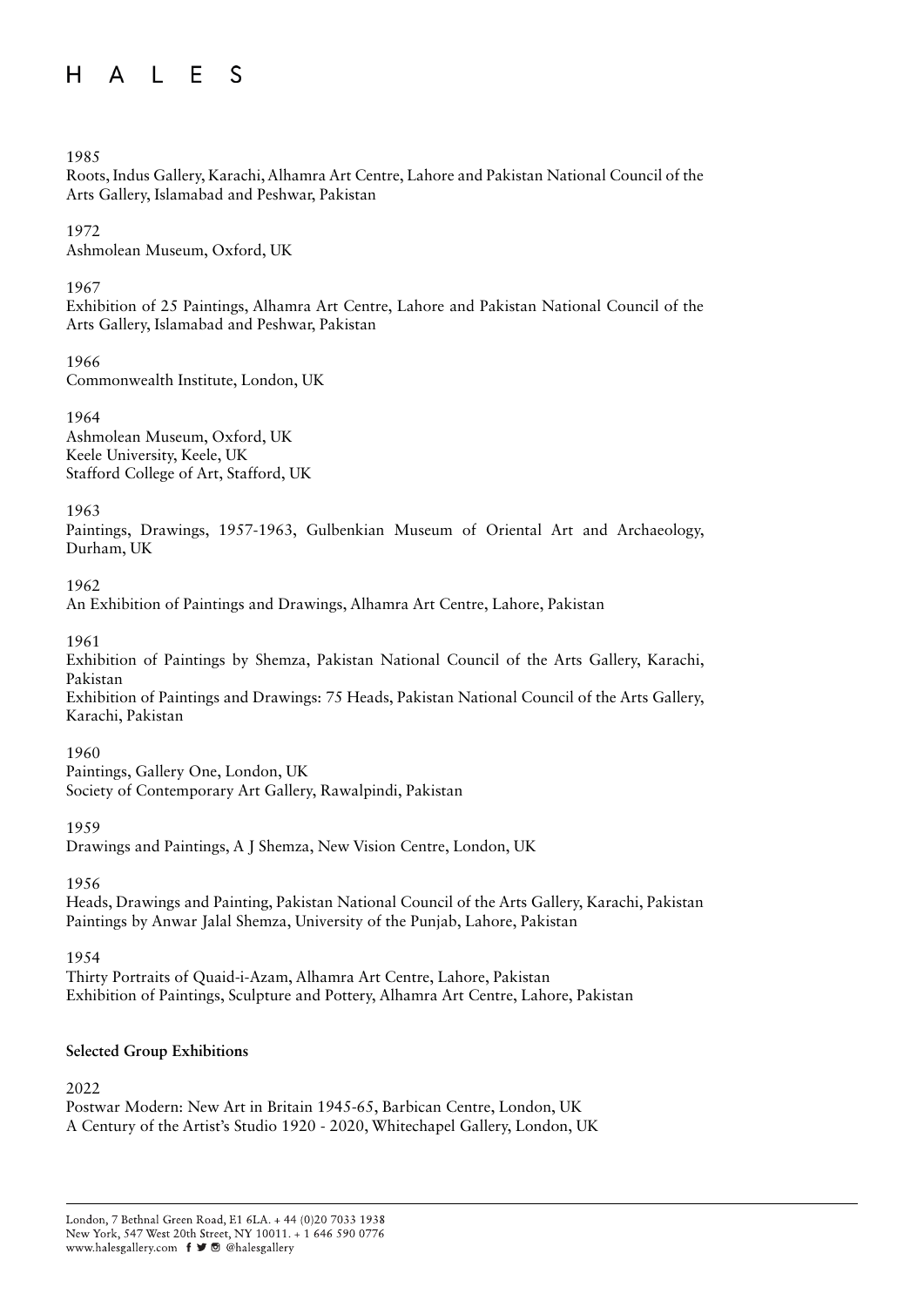1985

Roots, Indus Gallery, Karachi, Alhamra Art Centre, Lahore and Pakistan National Council of the Arts Gallery, Islamabad and Peshwar, Pakistan

1972

Ashmolean Museum, Oxford, UK

1967

Exhibition of 25 Paintings, Alhamra Art Centre, Lahore and Pakistan National Council of the Arts Gallery, Islamabad and Peshwar, Pakistan

1966

Commonwealth Institute, London, UK

1964

Ashmolean Museum, Oxford, UK
Keele University, Keele, UK
Stafford College of Art, Stafford, UK

1963

Paintings, Drawings, 1957-1963, Gulbenkian Museum of Oriental Art and Archaeology, Durham, UK

1962

An Exhibition of Paintings and Drawings, Alhamra Art Centre, Lahore, Pakistan

1961

Exhibition of Paintings by Shemza, Pakistan National Council of the Arts Gallery, Karachi, Pakistan
Exhibition of Paintings and Drawings: 75 Heads, Pakistan National Council of the Arts Gallery, Karachi, Pakistan

1960

Paintings, Gallery One, London, UK
Society of Contemporary Art Gallery, Rawalpindi, Pakistan

1959

Drawings and Paintings, A J Shemza, New Vision Centre, London, UK

1956

Heads, Drawings and Painting, Pakistan National Council of the Arts Gallery, Karachi, Pakistan
Paintings by Anwar Jalal Shemza, University of the Punjab, Lahore, Pakistan

1954

Thirty Portraits of Quaid-i-Azam, Alhamra Art Centre, Lahore, Pakistan
Exhibition of Paintings, Sculpture and Pottery, Alhamra Art Centre, Lahore, Pakistan

**Selected Group Exhibitions**

2022

Postwar Modern: New Art in Britain 1945-65, Barbican Centre, London, UK
A Century of the Artist's Studio 1920 - 2020, Whitechapel Gallery, London, UK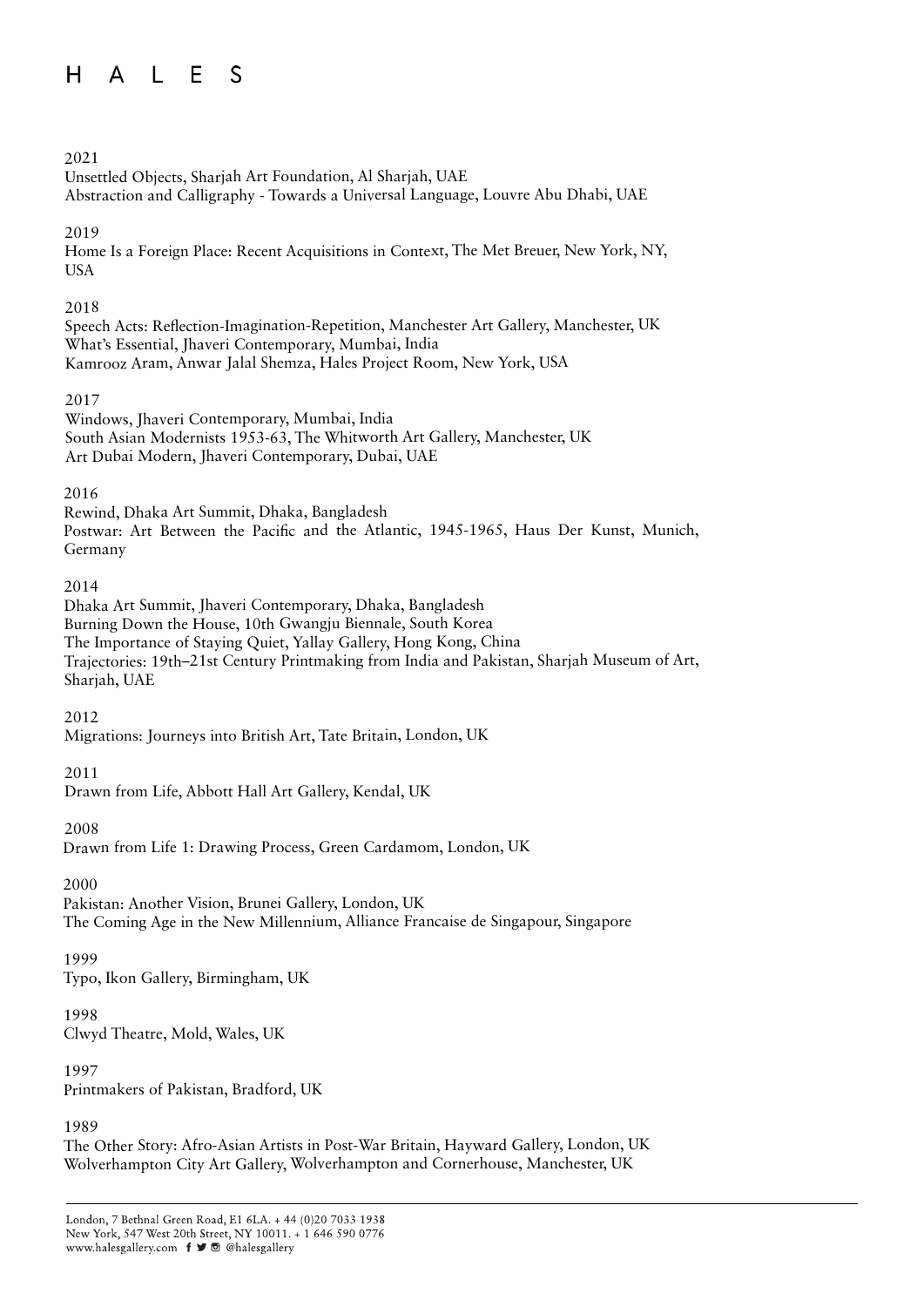2021

Unsettled Objects, Sharjah Art Foundation, Al Sharjah, UAE
Abstraction and Calligraphy - Towards a Universal Language, Louvre Abu Dhabi, UAE

2019

Home Is a Foreign Place: Recent Acquisitions in Context, The Met Breuer, New York, NY, USA

2018

Speech Acts: Reflection-Imagination-Repetition, Manchester Art Gallery, Manchester, UK
What's Essential, Jhaveri Contemporary, Mumbai, India
Kamrooz Aram, Anwar Jalal Shemza, Hales Project Room, New York, USA

2017

Windows, Jhaveri Contemporary, Mumbai, India
South Asian Modernists 1953-63, The Whitworth Art Gallery, Manchester, UK
Art Dubai Modern, Jhaveri Contemporary, Dubai, UAE

2016

Rewind, Dhaka Art Summit, Dhaka, Bangladesh
Postwar: Art Between the Pacific and the Atlantic, 1945-1965, Haus Der Kunst, Munich, Germany

2014

Dhaka Art Summit, Jhaveri Contemporary, Dhaka, Bangladesh
Burning Down the House, 10th Gwangju Biennale, South Korea
The Importance of Staying Quiet, Yallay Gallery, Hong Kong, China
Trajectories: 19th–21st Century Printmaking from India and Pakistan, Sharjah Museum of Art, Sharjah, UAE

2012

Migrations: Journeys into British Art, Tate Britain, London, UK

2011

Drawn from Life, Abbott Hall Art Gallery, Kendal, UK

2008

Drawn from Life 1: Drawing Process, Green Cardamom, London, UK

2000

Pakistan: Another Vision, Brunei Gallery, London, UK
The Coming Age in the New Millennium, Alliance Francaise de Singapour, Singapore

1999

Typo, Ikon Gallery, Birmingham, UK

1998

Clwyd Theatre, Mold, Wales, UK

1997

Printmakers of Pakistan, Bradford, UK

1989

The Other Story: Afro-Asian Artists in Post-War Britain, Hayward Gallery, London, UK
Wolverhampton City Art Gallery, Wolverhampton and Cornerhouse, Manchester, UK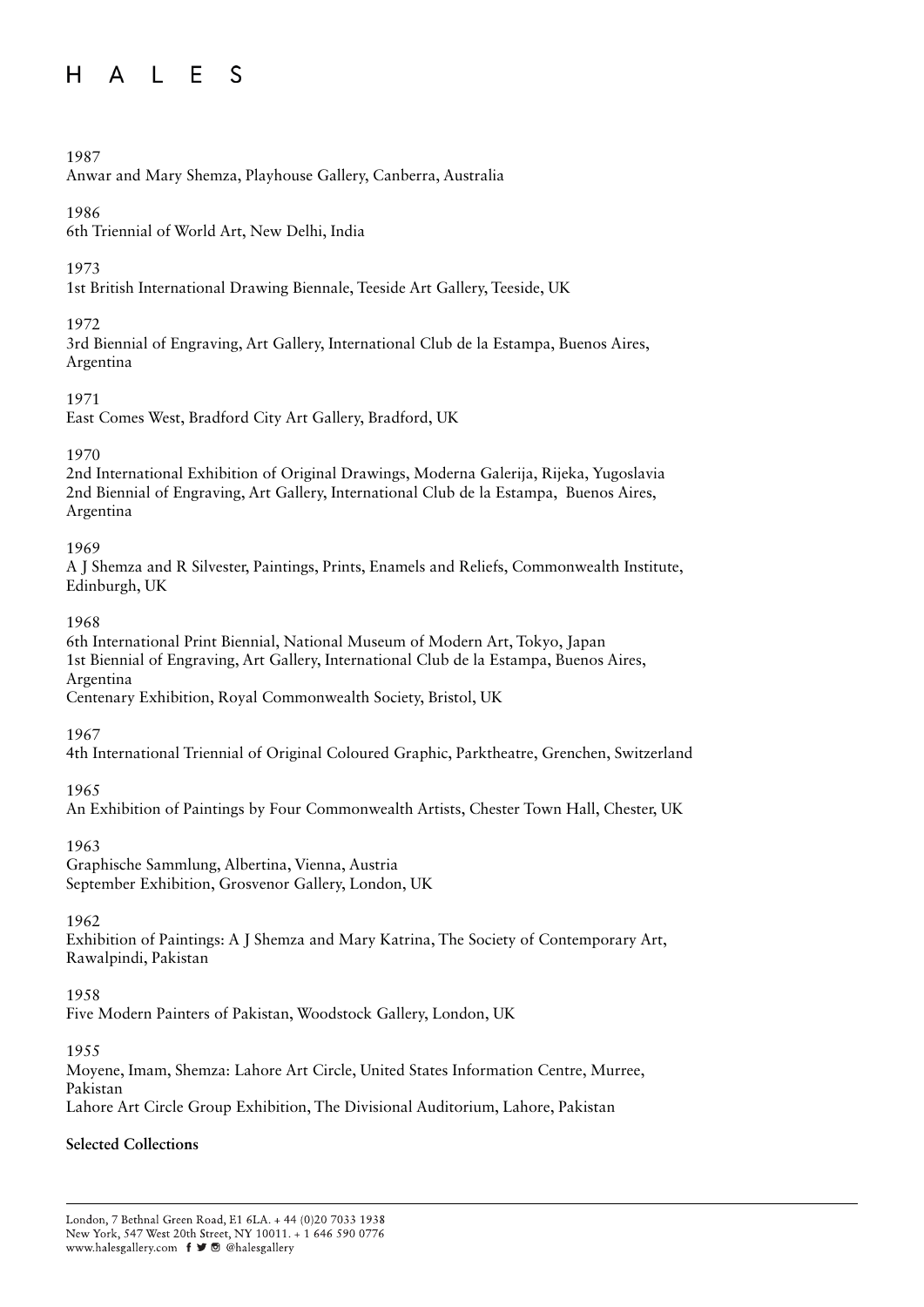1987
Anwar and Mary Shemza, Playhouse Gallery, Canberra, Australia

1986
6th Triennial of World Art, New Delhi, India

1973
1st British International Drawing Biennale, Teeside Art Gallery, Teeside, UK

1972
3rd Biennial of Engraving, Art Gallery, International Club de la Estampa, Buenos Aires, Argentina

1971
East Comes West, Bradford City Art Gallery, Bradford, UK

1970
2nd International Exhibition of Original Drawings, Moderna Galerija, Rijeka, Yugoslavia
2nd Biennial of Engraving, Art Gallery, International Club de la Estampa, Buenos Aires, Argentina

1969
A J Shemza and R Silvester, Paintings, Prints, Enamels and Reliefs, Commonwealth Institute, Edinburgh, UK

1968
6th International Print Biennial, National Museum of Modern Art, Tokyo, Japan
1st Biennial of Engraving, Art Gallery, International Club de la Estampa, Buenos Aires, Argentina
Centenary Exhibition, Royal Commonwealth Society, Bristol, UK

1967
4th International Triennial of Original Coloured Graphic, Parktheatre, Grenchen, Switzerland

1965
An Exhibition of Paintings by Four Commonwealth Artists, Chester Town Hall, Chester, UK

1963
Graphische Sammlung, Albertina, Vienna, Austria
September Exhibition, Grosvenor Gallery, London, UK

1962
Exhibition of Paintings: A J Shemza and Mary Katrina, The Society of Contemporary Art, Rawalpindi, Pakistan

1958
Five Modern Painters of Pakistan, Woodstock Gallery, London, UK

1955
Moyene, Imam, Shemza: Lahore Art Circle, United States Information Centre, Murree, Pakistan
Lahore Art Circle Group Exhibition, The Divisional Auditorium, Lahore, Pakistan

**Selected Collections**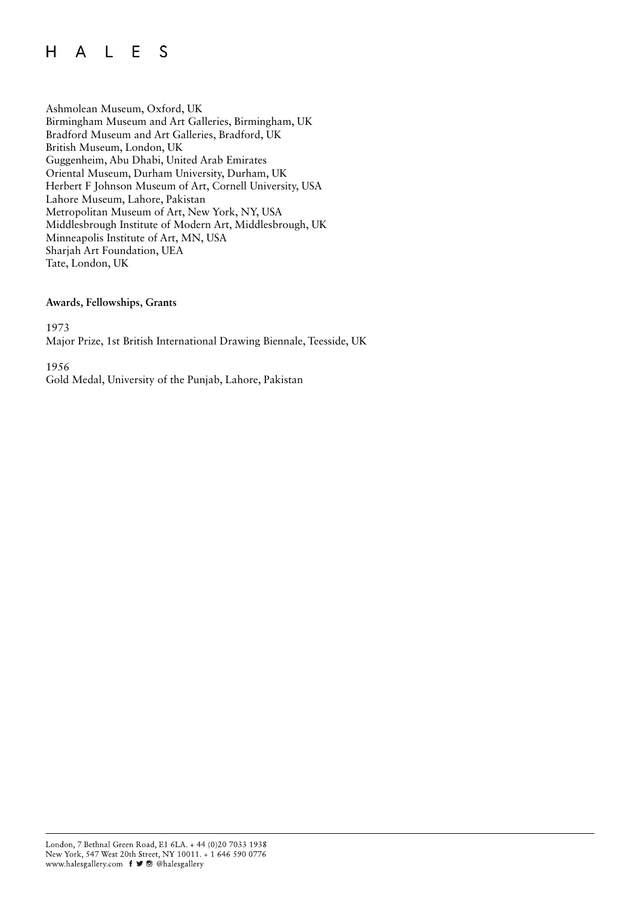Ashmolean Museum, Oxford, UK
Birmingham Museum and Art Galleries, Birmingham, UK
Bradford Museum and Art Galleries, Bradford, UK
British Museum, London, UK
Guggenheim, Abu Dhabi, United Arab Emirates
Oriental Museum, Durham University, Durham, UK
Herbert F Johnson Museum of Art, Cornell University, USA
Lahore Museum, Lahore, Pakistan
Metropolitan Museum of Art, New York, NY, USA
Middlesbrough Institute of Modern Art, Middlesbrough, UK
Minneapolis Institute of Art, MN, USA
Sharjah Art Foundation, UEA
Tate, London, UK

**Awards, Fellowships, Grants**

1973
Major Prize, 1st British International Drawing Biennale, Teesside, UK

1956
Gold Medal, University of the Punjab, Lahore, Pakistan